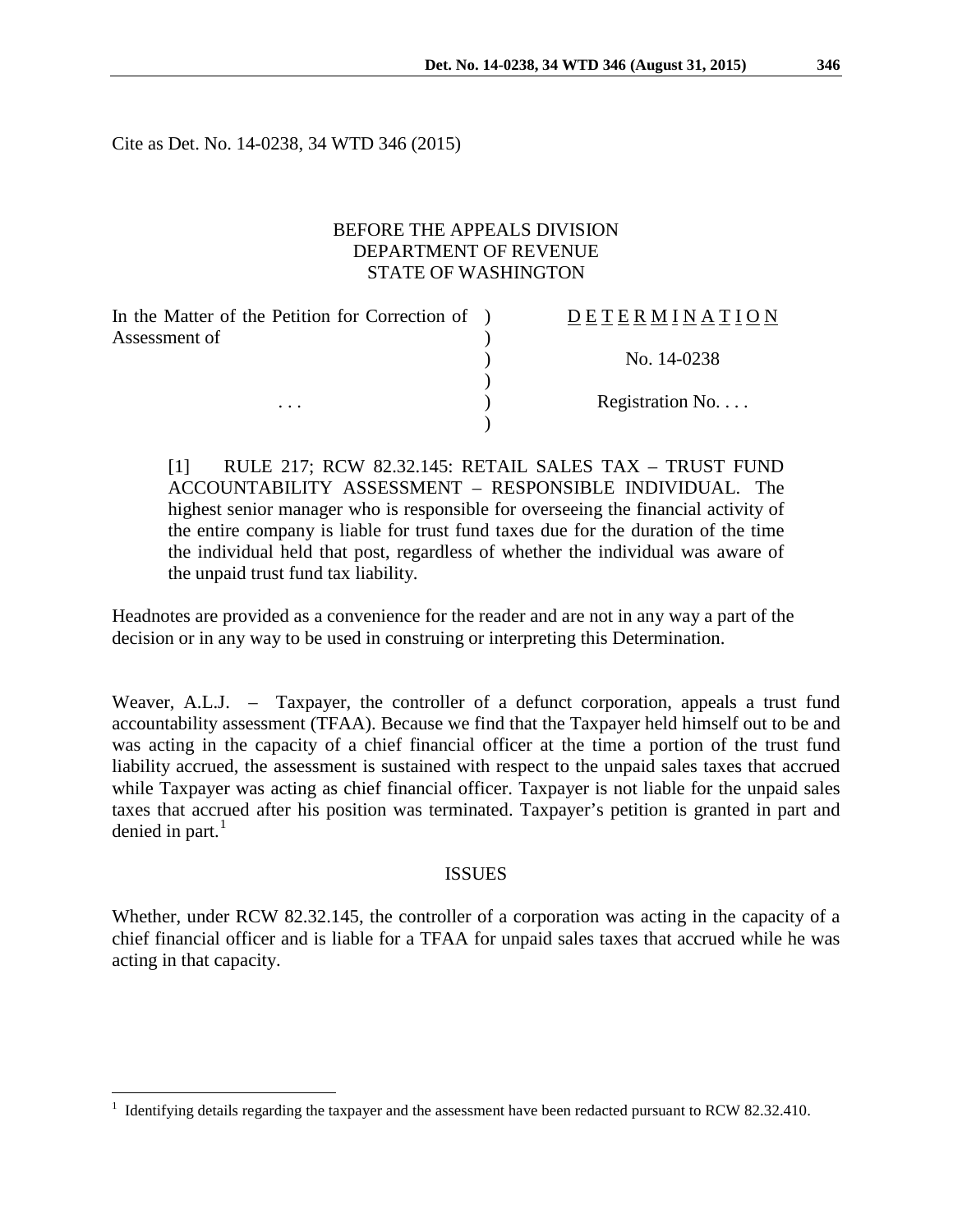Cite as Det. No. 14-0238, 34 WTD 346 (2015)

BEFORE THE APPEALS DIVISION
DEPARTMENT OF REVENUE
STATE OF WASHINGTON

| | | |
|---|---|---|
| In the Matter of the Petition for Correction of Assessment of | ) | D E T E R M I N A T I O N |
| | ) | No. 14-0238 |
| . . . | ) | Registration No. . . . |

[1] RULE 217; RCW 82.32.145: RETAIL SALES TAX – TRUST FUND ACCOUNTABILITY ASSESSMENT – RESPONSIBLE INDIVIDUAL. The highest senior manager who is responsible for overseeing the financial activity of the entire company is liable for trust fund taxes due for the duration of the time the individual held that post, regardless of whether the individual was aware of the unpaid trust fund tax liability.

Headnotes are provided as a convenience for the reader and are not in any way a part of the decision or in any way to be used in construing or interpreting this Determination.

Weaver, A.L.J. – Taxpayer, the controller of a defunct corporation, appeals a trust fund accountability assessment (TFAA). Because we find that the Taxpayer held himself out to be and was acting in the capacity of a chief financial officer at the time a portion of the trust fund liability accrued, the assessment is sustained with respect to the unpaid sales taxes that accrued while Taxpayer was acting as chief financial officer. Taxpayer is not liable for the unpaid sales taxes that accrued after his position was terminated. Taxpayer's petition is granted in part and denied in part.[1]

## ISSUES

Whether, under RCW 82.32.145, the controller of a corporation was acting in the capacity of a chief financial officer and is liable for a TFAA for unpaid sales taxes that accrued while he was acting in that capacity.

[1] Identifying details regarding the taxpayer and the assessment have been redacted pursuant to RCW 82.32.410.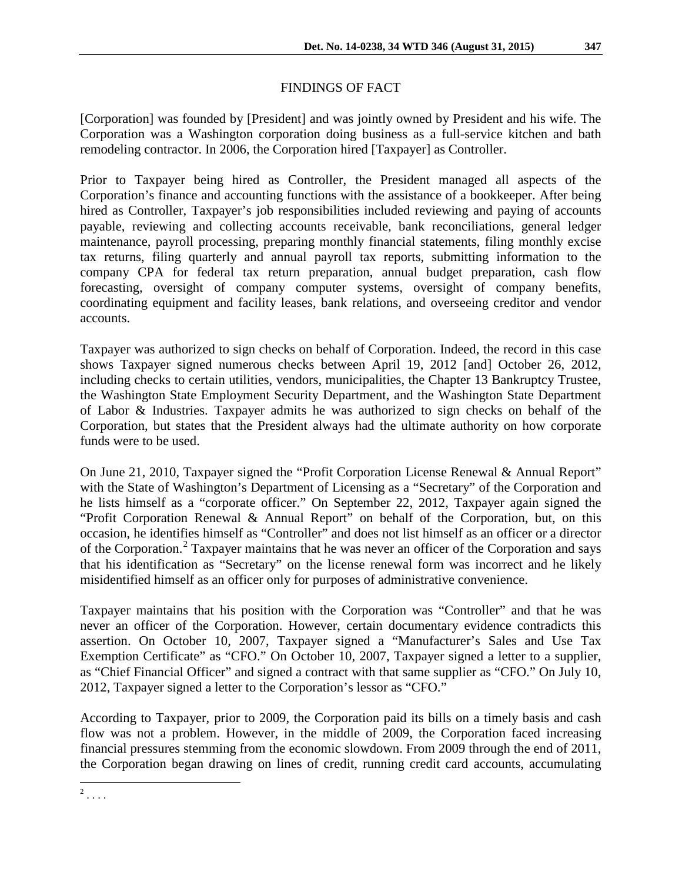## FINDINGS OF FACT

[Corporation] was founded by [President] and was jointly owned by President and his wife. The Corporation was a Washington corporation doing business as a full-service kitchen and bath remodeling contractor. In 2006, the Corporation hired [Taxpayer] as Controller.

Prior to Taxpayer being hired as Controller, the President managed all aspects of the Corporation's finance and accounting functions with the assistance of a bookkeeper. After being hired as Controller, Taxpayer's job responsibilities included reviewing and paying of accounts payable, reviewing and collecting accounts receivable, bank reconciliations, general ledger maintenance, payroll processing, preparing monthly financial statements, filing monthly excise tax returns, filing quarterly and annual payroll tax reports, submitting information to the company CPA for federal tax return preparation, annual budget preparation, cash flow forecasting, oversight of company computer systems, oversight of company benefits, coordinating equipment and facility leases, bank relations, and overseeing creditor and vendor accounts.

Taxpayer was authorized to sign checks on behalf of Corporation. Indeed, the record in this case shows Taxpayer signed numerous checks between April 19, 2012 [and] October 26, 2012, including checks to certain utilities, vendors, municipalities, the Chapter 13 Bankruptcy Trustee, the Washington State Employment Security Department, and the Washington State Department of Labor & Industries. Taxpayer admits he was authorized to sign checks on behalf of the Corporation, but states that the President always had the ultimate authority on how corporate funds were to be used.

On June 21, 2010, Taxpayer signed the "Profit Corporation License Renewal & Annual Report" with the State of Washington's Department of Licensing as a "Secretary" of the Corporation and he lists himself as a "corporate officer." On September 22, 2012, Taxpayer again signed the "Profit Corporation Renewal & Annual Report" on behalf of the Corporation, but, on this occasion, he identifies himself as "Controller" and does not list himself as an officer or a director of the Corporation.[2] Taxpayer maintains that he was never an officer of the Corporation and says that his identification as "Secretary" on the license renewal form was incorrect and he likely misidentified himself as an officer only for purposes of administrative convenience.

Taxpayer maintains that his position with the Corporation was "Controller" and that he was never an officer of the Corporation. However, certain documentary evidence contradicts this assertion. On October 10, 2007, Taxpayer signed a "Manufacturer's Sales and Use Tax Exemption Certificate" as "CFO." On October 10, 2007, Taxpayer signed a letter to a supplier, as "Chief Financial Officer" and signed a contract with that same supplier as "CFO." On July 10, 2012, Taxpayer signed a letter to the Corporation's lessor as "CFO."

According to Taxpayer, prior to 2009, the Corporation paid its bills on a timely basis and cash flow was not a problem. However, in the middle of 2009, the Corporation faced increasing financial pressures stemming from the economic slowdown. From 2009 through the end of 2011, the Corporation began drawing on lines of credit, running credit card accounts, accumulating

[2] . . . .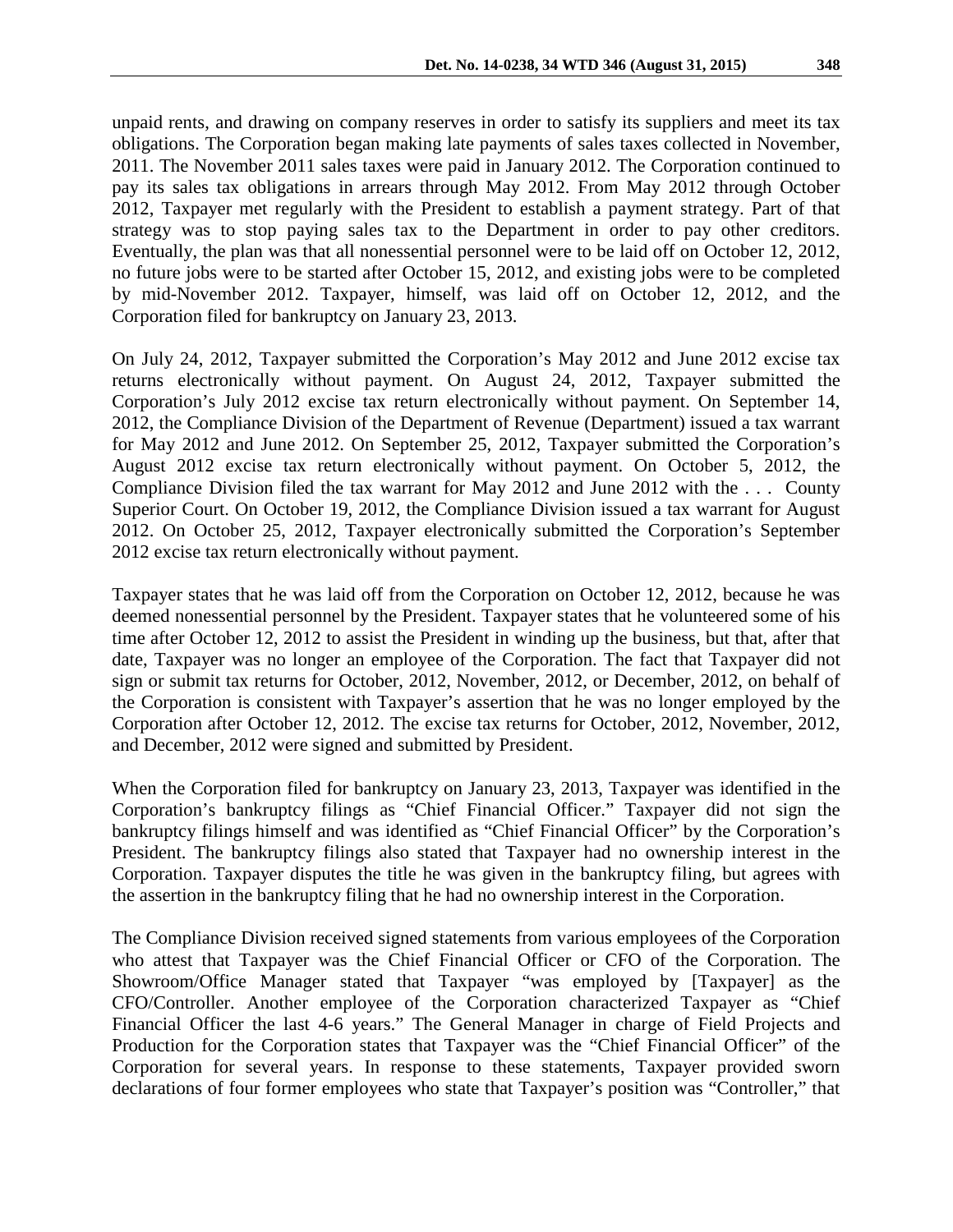unpaid rents, and drawing on company reserves in order to satisfy its suppliers and meet its tax obligations. The Corporation began making late payments of sales taxes collected in November, 2011. The November 2011 sales taxes were paid in January 2012. The Corporation continued to pay its sales tax obligations in arrears through May 2012. From May 2012 through October 2012, Taxpayer met regularly with the President to establish a payment strategy. Part of that strategy was to stop paying sales tax to the Department in order to pay other creditors. Eventually, the plan was that all nonessential personnel were to be laid off on October 12, 2012, no future jobs were to be started after October 15, 2012, and existing jobs were to be completed by mid-November 2012. Taxpayer, himself, was laid off on October 12, 2012, and the Corporation filed for bankruptcy on January 23, 2013.

On July 24, 2012, Taxpayer submitted the Corporation's May 2012 and June 2012 excise tax returns electronically without payment. On August 24, 2012, Taxpayer submitted the Corporation's July 2012 excise tax return electronically without payment. On September 14, 2012, the Compliance Division of the Department of Revenue (Department) issued a tax warrant for May 2012 and June 2012. On September 25, 2012, Taxpayer submitted the Corporation's August 2012 excise tax return electronically without payment. On October 5, 2012, the Compliance Division filed the tax warrant for May 2012 and June 2012 with the . . . County Superior Court. On October 19, 2012, the Compliance Division issued a tax warrant for August 2012. On October 25, 2012, Taxpayer electronically submitted the Corporation's September 2012 excise tax return electronically without payment.

Taxpayer states that he was laid off from the Corporation on October 12, 2012, because he was deemed nonessential personnel by the President. Taxpayer states that he volunteered some of his time after October 12, 2012 to assist the President in winding up the business, but that, after that date, Taxpayer was no longer an employee of the Corporation. The fact that Taxpayer did not sign or submit tax returns for October, 2012, November, 2012, or December, 2012, on behalf of the Corporation is consistent with Taxpayer's assertion that he was no longer employed by the Corporation after October 12, 2012. The excise tax returns for October, 2012, November, 2012, and December, 2012 were signed and submitted by President.

When the Corporation filed for bankruptcy on January 23, 2013, Taxpayer was identified in the Corporation's bankruptcy filings as "Chief Financial Officer." Taxpayer did not sign the bankruptcy filings himself and was identified as "Chief Financial Officer" by the Corporation's President. The bankruptcy filings also stated that Taxpayer had no ownership interest in the Corporation. Taxpayer disputes the title he was given in the bankruptcy filing, but agrees with the assertion in the bankruptcy filing that he had no ownership interest in the Corporation.

The Compliance Division received signed statements from various employees of the Corporation who attest that Taxpayer was the Chief Financial Officer or CFO of the Corporation. The Showroom/Office Manager stated that Taxpayer "was employed by [Taxpayer] as the CFO/Controller. Another employee of the Corporation characterized Taxpayer as "Chief Financial Officer the last 4-6 years." The General Manager in charge of Field Projects and Production for the Corporation states that Taxpayer was the "Chief Financial Officer" of the Corporation for several years. In response to these statements, Taxpayer provided sworn declarations of four former employees who state that Taxpayer's position was "Controller," that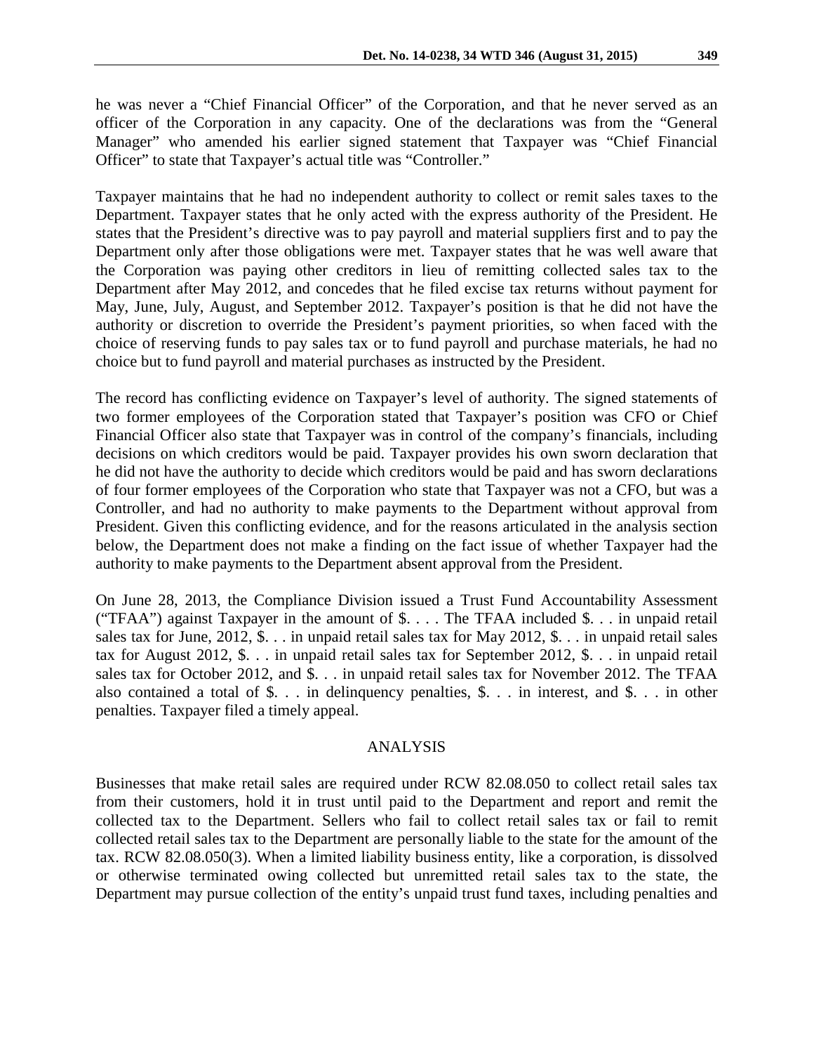he was never a "Chief Financial Officer" of the Corporation, and that he never served as an officer of the Corporation in any capacity. One of the declarations was from the "General Manager" who amended his earlier signed statement that Taxpayer was "Chief Financial Officer" to state that Taxpayer's actual title was "Controller."

Taxpayer maintains that he had no independent authority to collect or remit sales taxes to the Department. Taxpayer states that he only acted with the express authority of the President. He states that the President's directive was to pay payroll and material suppliers first and to pay the Department only after those obligations were met. Taxpayer states that he was well aware that the Corporation was paying other creditors in lieu of remitting collected sales tax to the Department after May 2012, and concedes that he filed excise tax returns without payment for May, June, July, August, and September 2012. Taxpayer's position is that he did not have the authority or discretion to override the President's payment priorities, so when faced with the choice of reserving funds to pay sales tax or to fund payroll and purchase materials, he had no choice but to fund payroll and material purchases as instructed by the President.

The record has conflicting evidence on Taxpayer's level of authority. The signed statements of two former employees of the Corporation stated that Taxpayer's position was CFO or Chief Financial Officer also state that Taxpayer was in control of the company's financials, including decisions on which creditors would be paid. Taxpayer provides his own sworn declaration that he did not have the authority to decide which creditors would be paid and has sworn declarations of four former employees of the Corporation who state that Taxpayer was not a CFO, but was a Controller, and had no authority to make payments to the Department without approval from President. Given this conflicting evidence, and for the reasons articulated in the analysis section below, the Department does not make a finding on the fact issue of whether Taxpayer had the authority to make payments to the Department absent approval from the President.

On June 28, 2013, the Compliance Division issued a Trust Fund Accountability Assessment ("TFAA") against Taxpayer in the amount of $. . . . The TFAA included $. . . in unpaid retail sales tax for June, 2012, $. . . in unpaid retail sales tax for May 2012, $. . . in unpaid retail sales tax for August 2012, $. . . in unpaid retail sales tax for September 2012, $. . . in unpaid retail sales tax for October 2012, and $. . . in unpaid retail sales tax for November 2012. The TFAA also contained a total of $. . . in delinquency penalties, $. . . in interest, and $. . . in other penalties. Taxpayer filed a timely appeal.

## ANALYSIS

Businesses that make retail sales are required under RCW 82.08.050 to collect retail sales tax from their customers, hold it in trust until paid to the Department and report and remit the collected tax to the Department. Sellers who fail to collect retail sales tax or fail to remit collected retail sales tax to the Department are personally liable to the state for the amount of the tax. RCW 82.08.050(3). When a limited liability business entity, like a corporation, is dissolved or otherwise terminated owing collected but unremitted retail sales tax to the state, the Department may pursue collection of the entity's unpaid trust fund taxes, including penalties and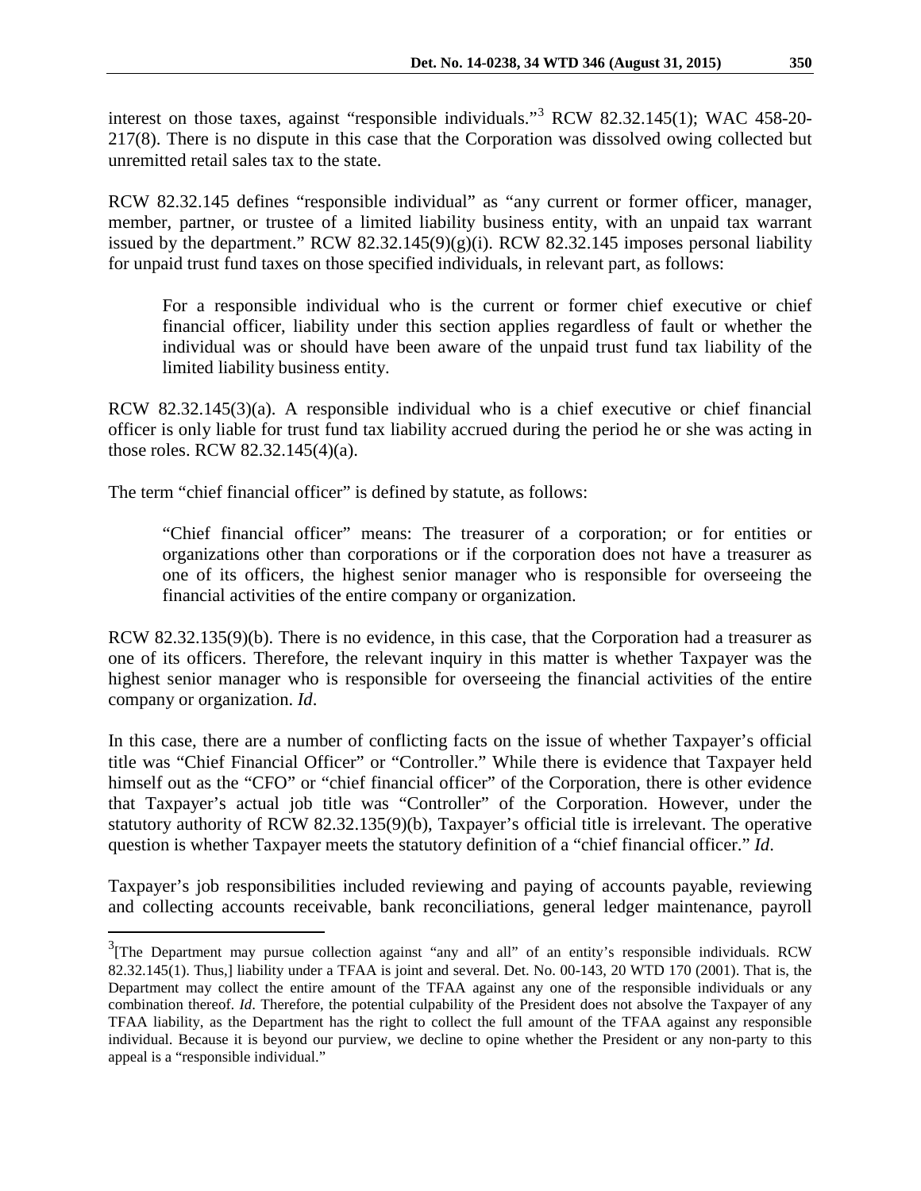interest on those taxes, against "responsible individuals."[3] RCW 82.32.145(1); WAC 458-20-217(8). There is no dispute in this case that the Corporation was dissolved owing collected but unremitted retail sales tax to the state.

RCW 82.32.145 defines "responsible individual" as "any current or former officer, manager, member, partner, or trustee of a limited liability business entity, with an unpaid tax warrant issued by the department." RCW 82.32.145(9)(g)(i). RCW 82.32.145 imposes personal liability for unpaid trust fund taxes on those specified individuals, in relevant part, as follows:

> For a responsible individual who is the current or former chief executive or chief financial officer, liability under this section applies regardless of fault or whether the individual was or should have been aware of the unpaid trust fund tax liability of the limited liability business entity.

RCW 82.32.145(3)(a). A responsible individual who is a chief executive or chief financial officer is only liable for trust fund tax liability accrued during the period he or she was acting in those roles. RCW 82.32.145(4)(a).

The term "chief financial officer" is defined by statute, as follows:

> "Chief financial officer" means: The treasurer of a corporation; or for entities or organizations other than corporations or if the corporation does not have a treasurer as one of its officers, the highest senior manager who is responsible for overseeing the financial activities of the entire company or organization.

RCW 82.32.135(9)(b). There is no evidence, in this case, that the Corporation had a treasurer as one of its officers. Therefore, the relevant inquiry in this matter is whether Taxpayer was the highest senior manager who is responsible for overseeing the financial activities of the entire company or organization. *Id*.

In this case, there are a number of conflicting facts on the issue of whether Taxpayer's official title was "Chief Financial Officer" or "Controller." While there is evidence that Taxpayer held himself out as the "CFO" or "chief financial officer" of the Corporation, there is other evidence that Taxpayer's actual job title was "Controller" of the Corporation. However, under the statutory authority of RCW 82.32.135(9)(b), Taxpayer's official title is irrelevant. The operative question is whether Taxpayer meets the statutory definition of a "chief financial officer." *Id*.

Taxpayer's job responsibilities included reviewing and paying of accounts payable, reviewing and collecting accounts receivable, bank reconciliations, general ledger maintenance, payroll

---

[3] [The Department may pursue collection against "any and all" of an entity's responsible individuals. RCW 82.32.145(1). Thus,] liability under a TFAA is joint and several. Det. No. 00-143, 20 WTD 170 (2001). That is, the Department may collect the entire amount of the TFAA against any one of the responsible individuals or any combination thereof. *Id*. Therefore, the potential culpability of the President does not absolve the Taxpayer of any TFAA liability, as the Department has the right to collect the full amount of the TFAA against any responsible individual. Because it is beyond our purview, we decline to opine whether the President or any non-party to this appeal is a "responsible individual."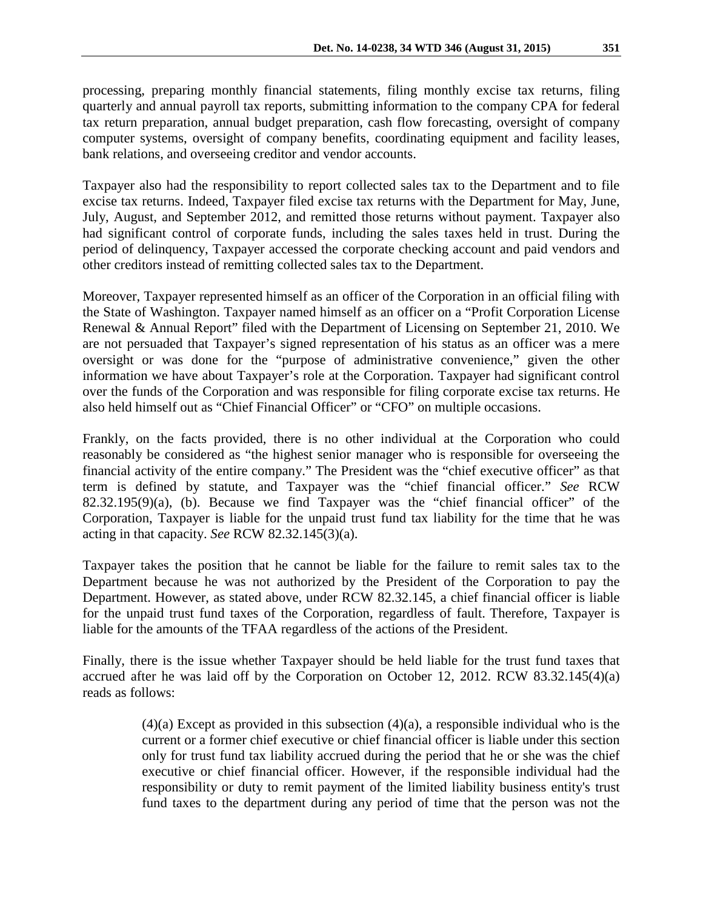processing, preparing monthly financial statements, filing monthly excise tax returns, filing quarterly and annual payroll tax reports, submitting information to the company CPA for federal tax return preparation, annual budget preparation, cash flow forecasting, oversight of company computer systems, oversight of company benefits, coordinating equipment and facility leases, bank relations, and overseeing creditor and vendor accounts.

Taxpayer also had the responsibility to report collected sales tax to the Department and to file excise tax returns. Indeed, Taxpayer filed excise tax returns with the Department for May, June, July, August, and September 2012, and remitted those returns without payment. Taxpayer also had significant control of corporate funds, including the sales taxes held in trust. During the period of delinquency, Taxpayer accessed the corporate checking account and paid vendors and other creditors instead of remitting collected sales tax to the Department.

Moreover, Taxpayer represented himself as an officer of the Corporation in an official filing with the State of Washington. Taxpayer named himself as an officer on a "Profit Corporation License Renewal & Annual Report" filed with the Department of Licensing on September 21, 2010. We are not persuaded that Taxpayer's signed representation of his status as an officer was a mere oversight or was done for the "purpose of administrative convenience," given the other information we have about Taxpayer's role at the Corporation. Taxpayer had significant control over the funds of the Corporation and was responsible for filing corporate excise tax returns. He also held himself out as "Chief Financial Officer" or "CFO" on multiple occasions.

Frankly, on the facts provided, there is no other individual at the Corporation who could reasonably be considered as "the highest senior manager who is responsible for overseeing the financial activity of the entire company." The President was the "chief executive officer" as that term is defined by statute, and Taxpayer was the "chief financial officer." *See* RCW 82.32.195(9)(a), (b). Because we find Taxpayer was the "chief financial officer" of the Corporation, Taxpayer is liable for the unpaid trust fund tax liability for the time that he was acting in that capacity. *See* RCW 82.32.145(3)(a).

Taxpayer takes the position that he cannot be liable for the failure to remit sales tax to the Department because he was not authorized by the President of the Corporation to pay the Department. However, as stated above, under RCW 82.32.145, a chief financial officer is liable for the unpaid trust fund taxes of the Corporation, regardless of fault. Therefore, Taxpayer is liable for the amounts of the TFAA regardless of the actions of the President.

Finally, there is the issue whether Taxpayer should be held liable for the trust fund taxes that accrued after he was laid off by the Corporation on October 12, 2012. RCW 83.32.145(4)(a) reads as follows:

> (4)(a) Except as provided in this subsection (4)(a), a responsible individual who is the current or a former chief executive or chief financial officer is liable under this section only for trust fund tax liability accrued during the period that he or she was the chief executive or chief financial officer. However, if the responsible individual had the responsibility or duty to remit payment of the limited liability business entity's trust fund taxes to the department during any period of time that the person was not the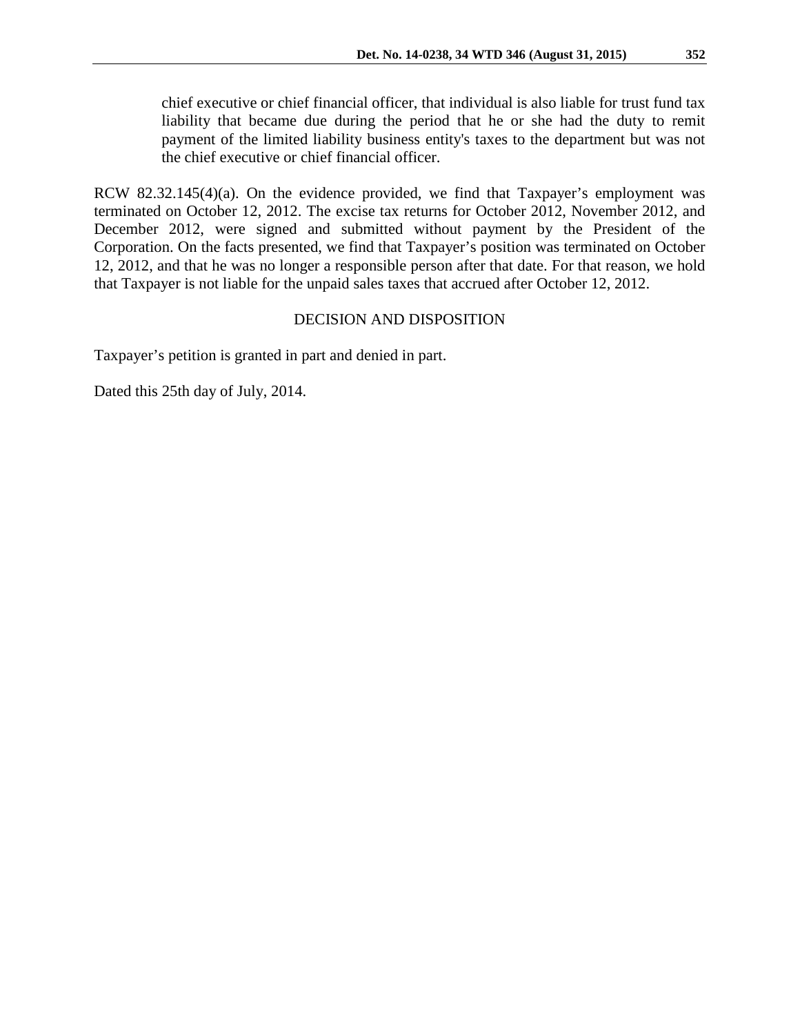> chief executive or chief financial officer, that individual is also liable for trust fund tax liability that became due during the period that he or she had the duty to remit payment of the limited liability business entity's taxes to the department but was not the chief executive or chief financial officer.

RCW 82.32.145(4)(a). On the evidence provided, we find that Taxpayer's employment was terminated on October 12, 2012. The excise tax returns for October 2012, November 2012, and December 2012, were signed and submitted without payment by the President of the Corporation. On the facts presented, we find that Taxpayer's position was terminated on October 12, 2012, and that he was no longer a responsible person after that date. For that reason, we hold that Taxpayer is not liable for the unpaid sales taxes that accrued after October 12, 2012.

## DECISION AND DISPOSITION

Taxpayer's petition is granted in part and denied in part.

Dated this 25th day of July, 2014.